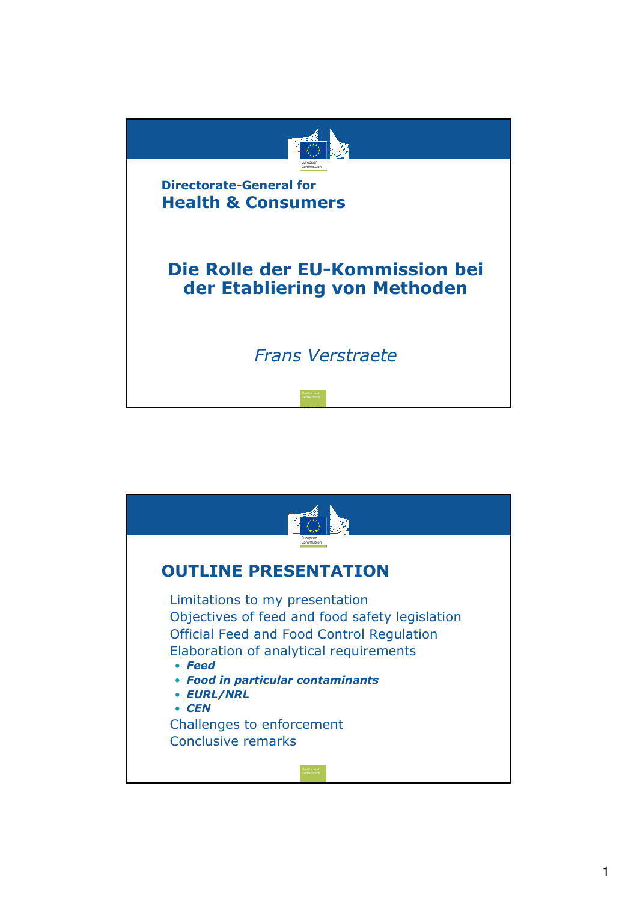Directorate-General for
**Health & Consumers**

# Die Rolle der EU-Kommission bei der Etablierung von Methoden

*Frans Verstraete*

## OUTLINE PRESENTATION

Limitations to my presentation
Objectives of feed and food safety legislation
Official Feed and Food Control Regulation
Elaboration of analytical requirements

- ***Feed***
- ***Food in particular contaminants***
- ***EURL/NRL***
- ***CEN***

Challenges to enforcement
Conclusive remarks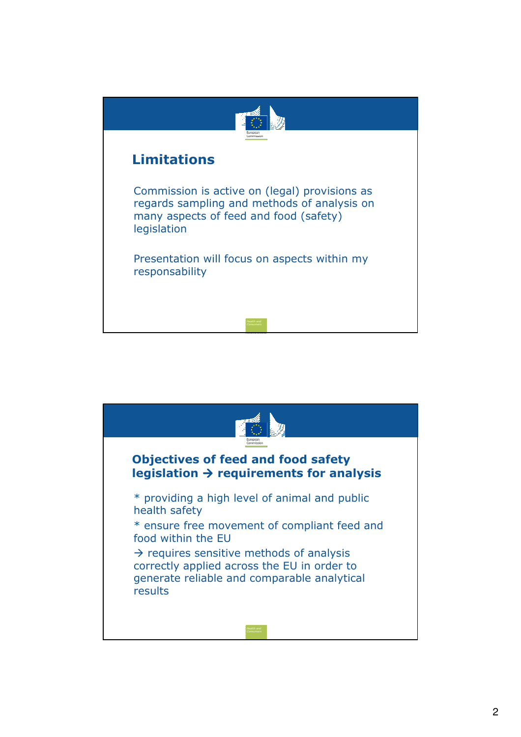## Limitations

Commission is active on (legal) provisions as regards sampling and methods of analysis on many aspects of feed and food (safety) legislation

Presentation will focus on aspects within my responsability

## Objectives of feed and food safety legislation → requirements for analysis

* providing a high level of animal and public health safety

* ensure free movement of compliant feed and food within the EU

→ requires sensitive methods of analysis correctly applied across the EU in order to generate reliable and comparable analytical results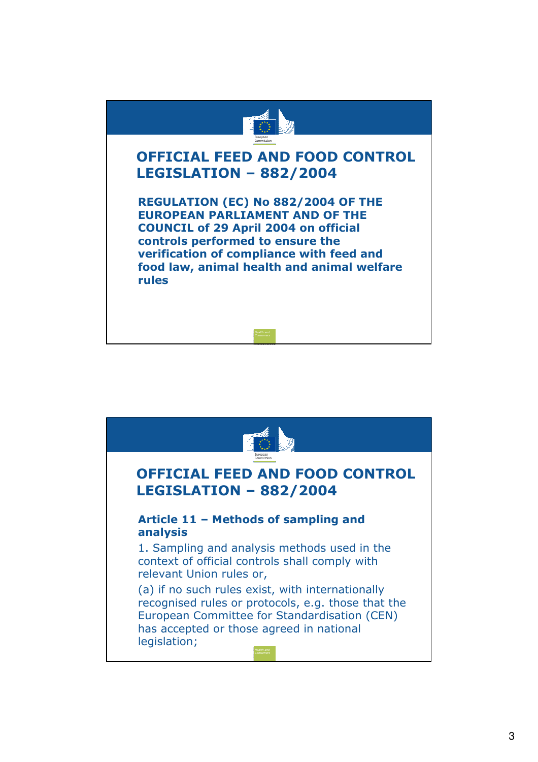## OFFICIAL FEED AND FOOD CONTROL LEGISLATION – 882/2004

**REGULATION (EC) No 882/2004 OF THE EUROPEAN PARLIAMENT AND OF THE COUNCIL of 29 April 2004 on official controls performed to ensure the verification of compliance with feed and food law, animal health and animal welfare rules**

## OFFICIAL FEED AND FOOD CONTROL LEGISLATION – 882/2004

**Article 11 – Methods of sampling and analysis**

1. Sampling and analysis methods used in the context of official controls shall comply with relevant Union rules or,

(a) if no such rules exist, with internationally recognised rules or protocols, e.g. those that the European Committee for Standardisation (CEN) has accepted or those agreed in national legislation;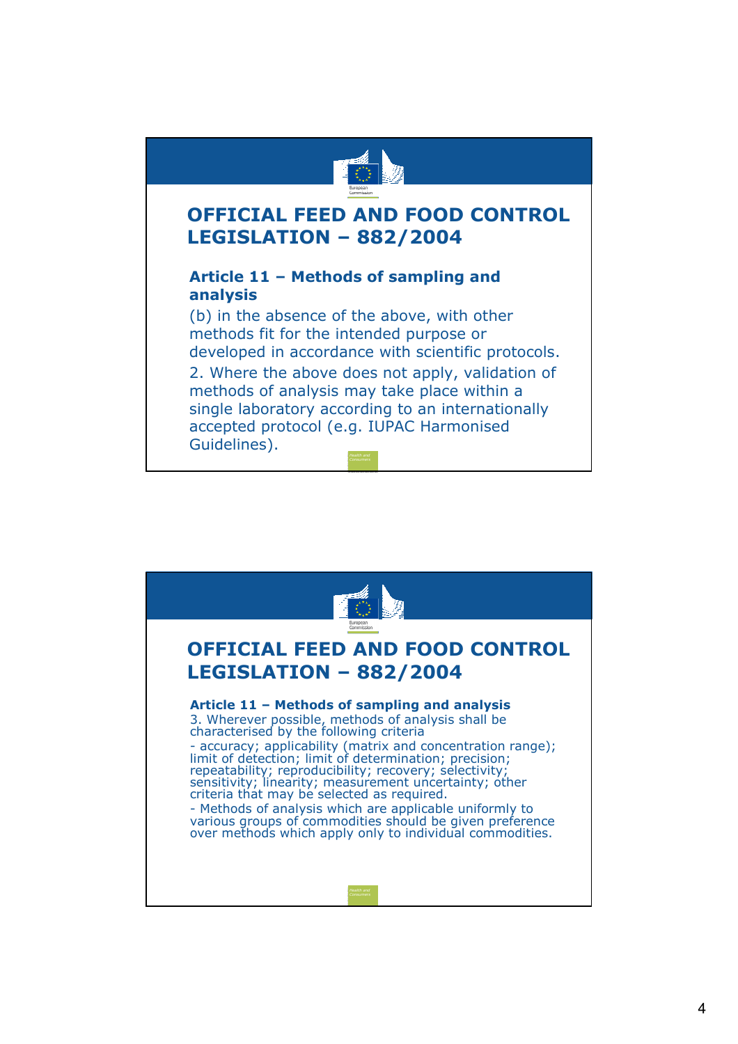## OFFICIAL FEED AND FOOD CONTROL LEGISLATION – 882/2004

### Article 11 – Methods of sampling and analysis

(b) in the absence of the above, with other methods fit for the intended purpose or developed in accordance with scientific protocols.

2. Where the above does not apply, validation of methods of analysis may take place within a single laboratory according to an internationally accepted protocol (e.g. IUPAC Harmonised Guidelines).

## OFFICIAL FEED AND FOOD CONTROL LEGISLATION – 882/2004

### Article 11 – Methods of sampling and analysis

3. Wherever possible, methods of analysis shall be characterised by the following criteria

- accuracy; applicability (matrix and concentration range); limit of detection; limit of determination; precision; repeatability; reproducibility; recovery; selectivity; sensitivity; linearity; measurement uncertainty; other criteria that may be selected as required.
- Methods of analysis which are applicable uniformly to various groups of commodities should be given preference over methods which apply only to individual commodities.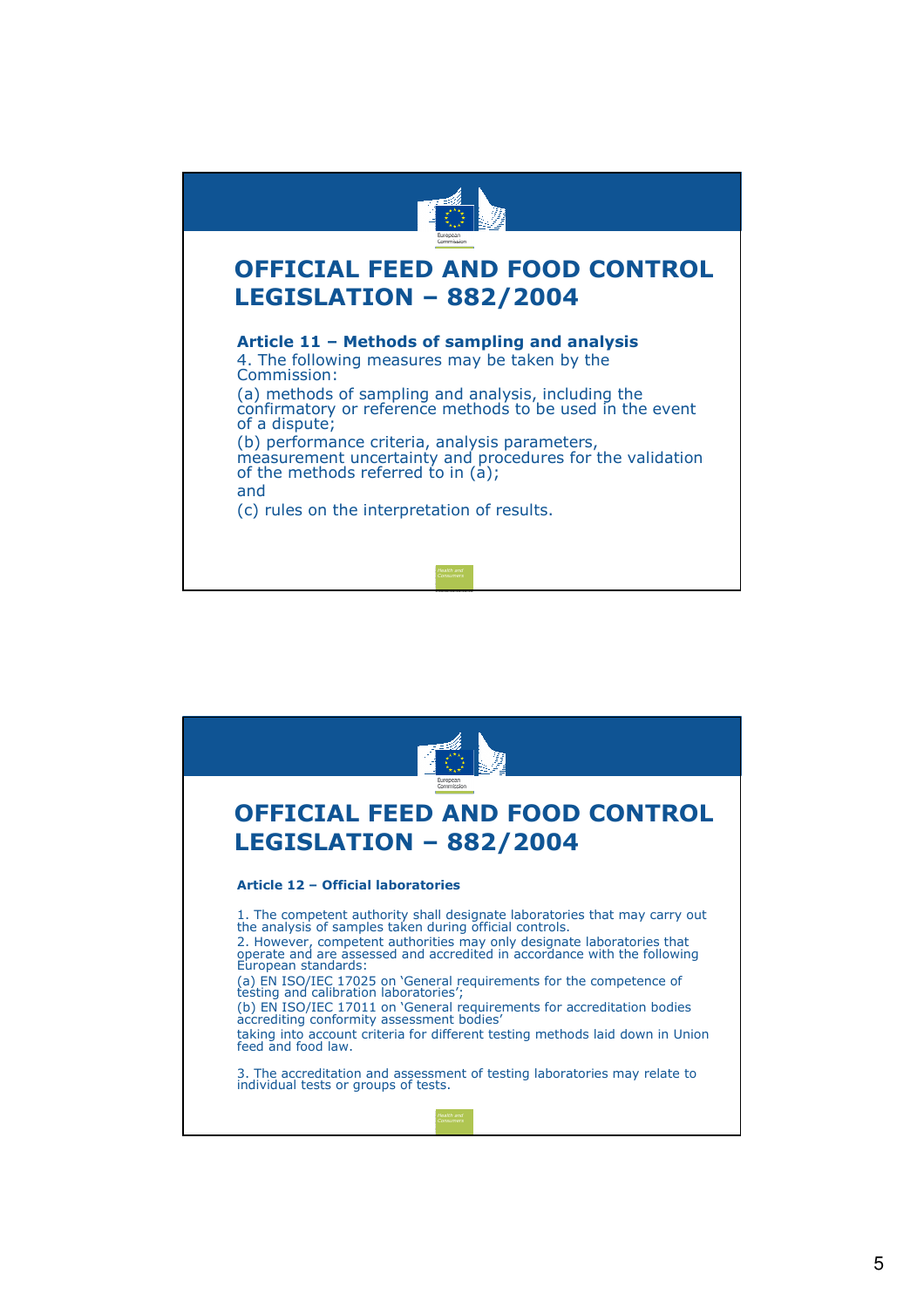# OFFICIAL FEED AND FOOD CONTROL LEGISLATION – 882/2004

**Article 11 – Methods of sampling and analysis**

4. The following measures may be taken by the Commission:

(a) methods of sampling and analysis, including the confirmatory or reference methods to be used in the event of a dispute;

(b) performance criteria, analysis parameters, measurement uncertainty and procedures for the validation of the methods referred to in (a);

and

(c) rules on the interpretation of results.

# OFFICIAL FEED AND FOOD CONTROL LEGISLATION – 882/2004

**Article 12 – Official laboratories**

1. The competent authority shall designate laboratories that may carry out the analysis of samples taken during official controls.
2. However, competent authorities may only designate laboratories that operate and are assessed and accredited in accordance with the following European standards:

(a) EN ISO/IEC 17025 on 'General requirements for the competence of testing and calibration laboratories';

(b) EN ISO/IEC 17011 on 'General requirements for accreditation bodies accrediting conformity assessment bodies'

taking into account criteria for different testing methods laid down in Union feed and food law.

3. The accreditation and assessment of testing laboratories may relate to individual tests or groups of tests.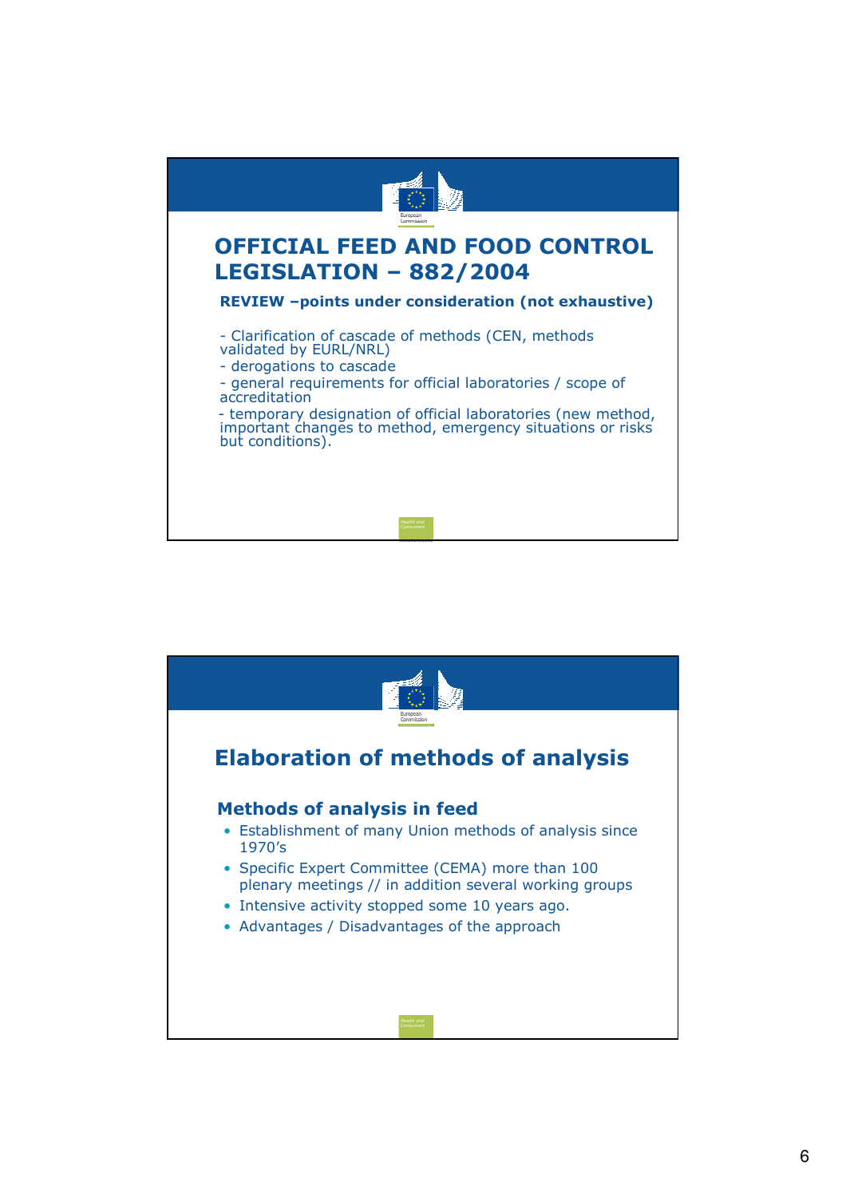# OFFICIAL FEED AND FOOD CONTROL LEGISLATION – 882/2004

**REVIEW –points under consideration (not exhaustive)**

- Clarification of cascade of methods (CEN, methods validated by EURL/NRL)
- derogations to cascade
- general requirements for official laboratories / scope of accreditation
- temporary designation of official laboratories (new method, important changes to method, emergency situations or risks but conditions).

# Elaboration of methods of analysis

## Methods of analysis in feed

- Establishment of many Union methods of analysis since 1970's
- Specific Expert Committee (CEMA) more than 100 plenary meetings // in addition several working groups
- Intensive activity stopped some 10 years ago.
- Advantages / Disadvantages of the approach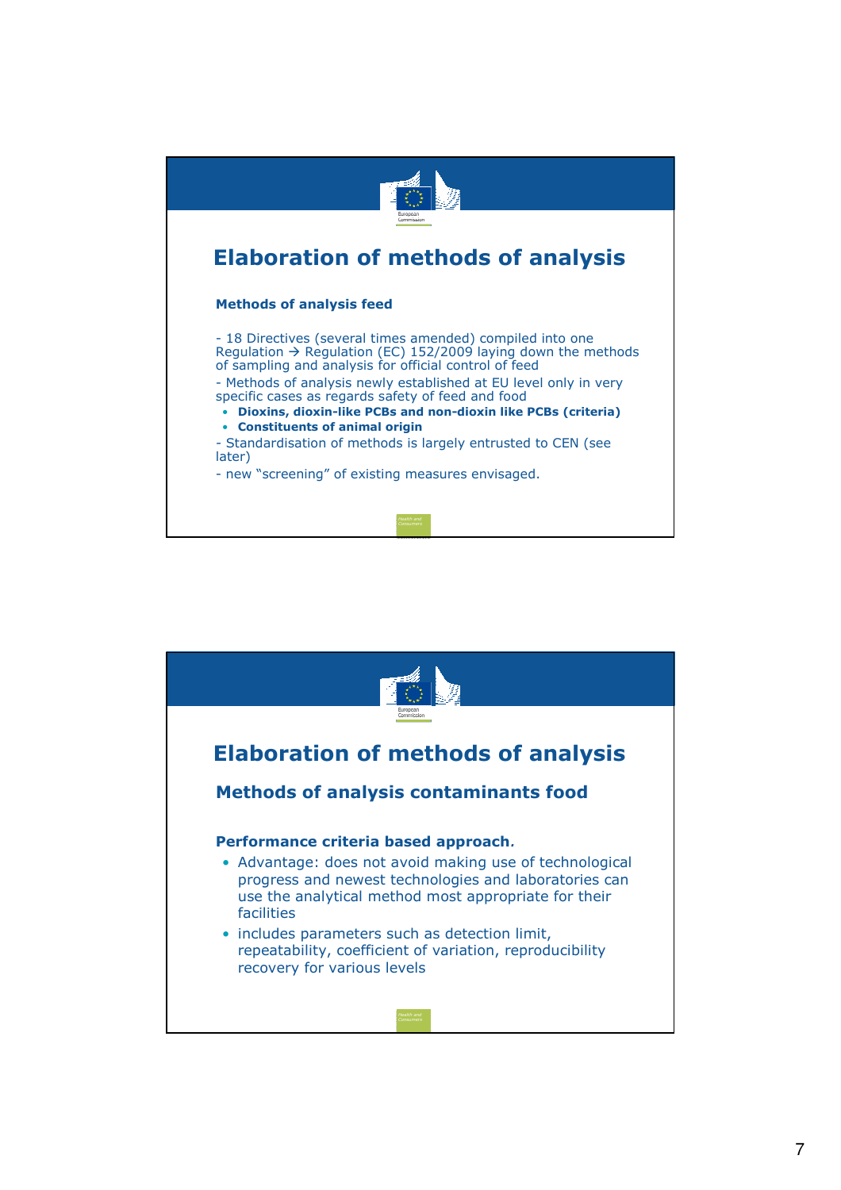## Elaboration of methods of analysis

**Methods of analysis feed**

- 18 Directives (several times amended) compiled into one Regulation → Regulation (EC) 152/2009 laying down the methods of sampling and analysis for official control of feed
- Methods of analysis newly established at EU level only in very specific cases as regards safety of feed and food
  - **Dioxins, dioxin-like PCBs and non-dioxin like PCBs (criteria)**
  - **Constituents of animal origin**
- Standardisation of methods is largely entrusted to CEN (see later)
- new "screening" of existing measures envisaged.

## Elaboration of methods of analysis

### Methods of analysis contaminants food

**Performance criteria based approach.**

- Advantage: does not avoid making use of technological progress and newest technologies and laboratories can use the analytical method most appropriate for their facilities
- includes parameters such as detection limit, repeatability, coefficient of variation, reproducibility recovery for various levels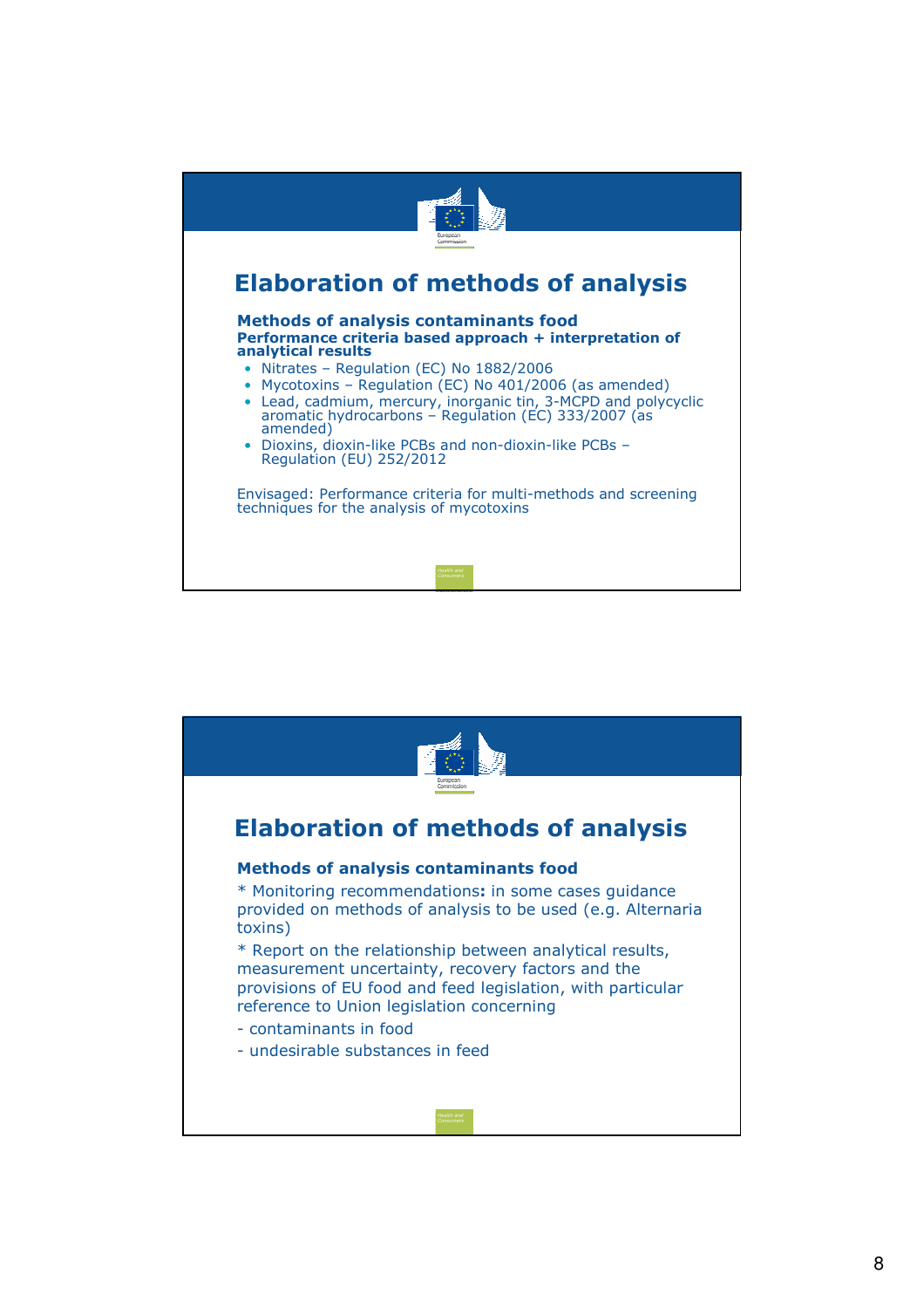# Elaboration of methods of analysis

**Methods of analysis contaminants food**

**Performance criteria based approach + interpretation of analytical results**

- Nitrates – Regulation (EC) No 1882/2006
- Mycotoxins – Regulation (EC) No 401/2006 (as amended)
- Lead, cadmium, mercury, inorganic tin, 3-MCPD and polycyclic aromatic hydrocarbons – Regulation (EC) 333/2007 (as amended)
- Dioxins, dioxin-like PCBs and non-dioxin-like PCBs – Regulation (EU) 252/2012

Envisaged: Performance criteria for multi-methods and screening techniques for the analysis of mycotoxins

# Elaboration of methods of analysis

**Methods of analysis contaminants food**

* Monitoring recommendations**:** in some cases guidance provided on methods of analysis to be used (e.g. Alternaria toxins)

* Report on the relationship between analytical results, measurement uncertainty, recovery factors and the provisions of EU food and feed legislation, with particular reference to Union legislation concerning

- contaminants in food
- undesirable substances in feed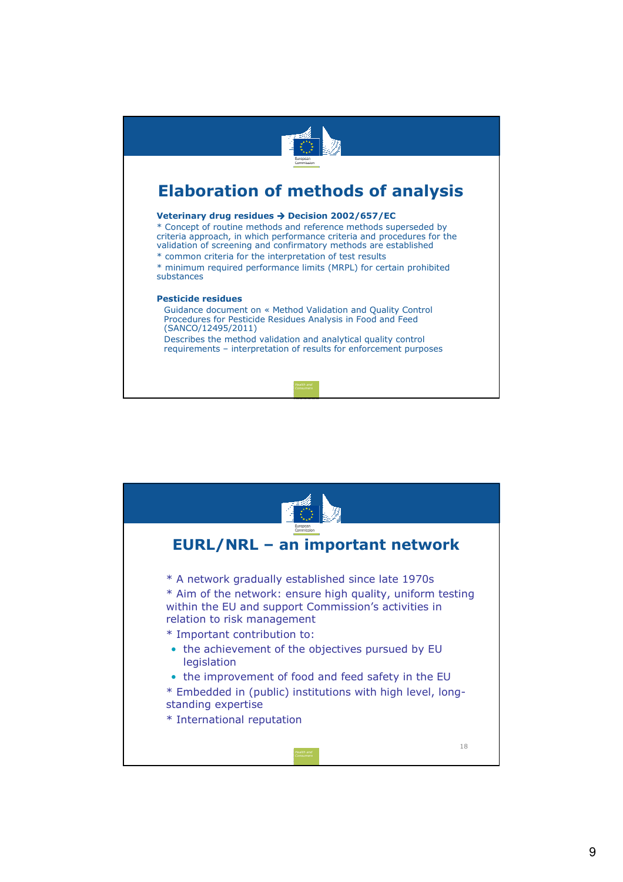# Elaboration of methods of analysis

**Veterinary drug residues → Decision 2002/657/EC**

* Concept of routine methods and reference methods superseded by criteria approach, in which performance criteria and procedures for the validation of screening and confirmatory methods are established
* common criteria for the interpretation of test results
* minimum required performance limits (MRPL) for certain prohibited substances

**Pesticide residues**

Guidance document on « Method Validation and Quality Control Procedures for Pesticide Residues Analysis in Food and Feed (SANCO/12495/2011)

Describes the method validation and analytical quality control requirements – interpretation of results for enforcement purposes

# EURL/NRL – an important network

* A network gradually established since late 1970s
* Aim of the network: ensure high quality, uniform testing within the EU and support Commission's activities in relation to risk management
* Important contribution to:
  - the achievement of the objectives pursued by EU legislation
  - the improvement of food and feed safety in the EU
* Embedded in (public) institutions with high level, long-standing expertise
* International reputation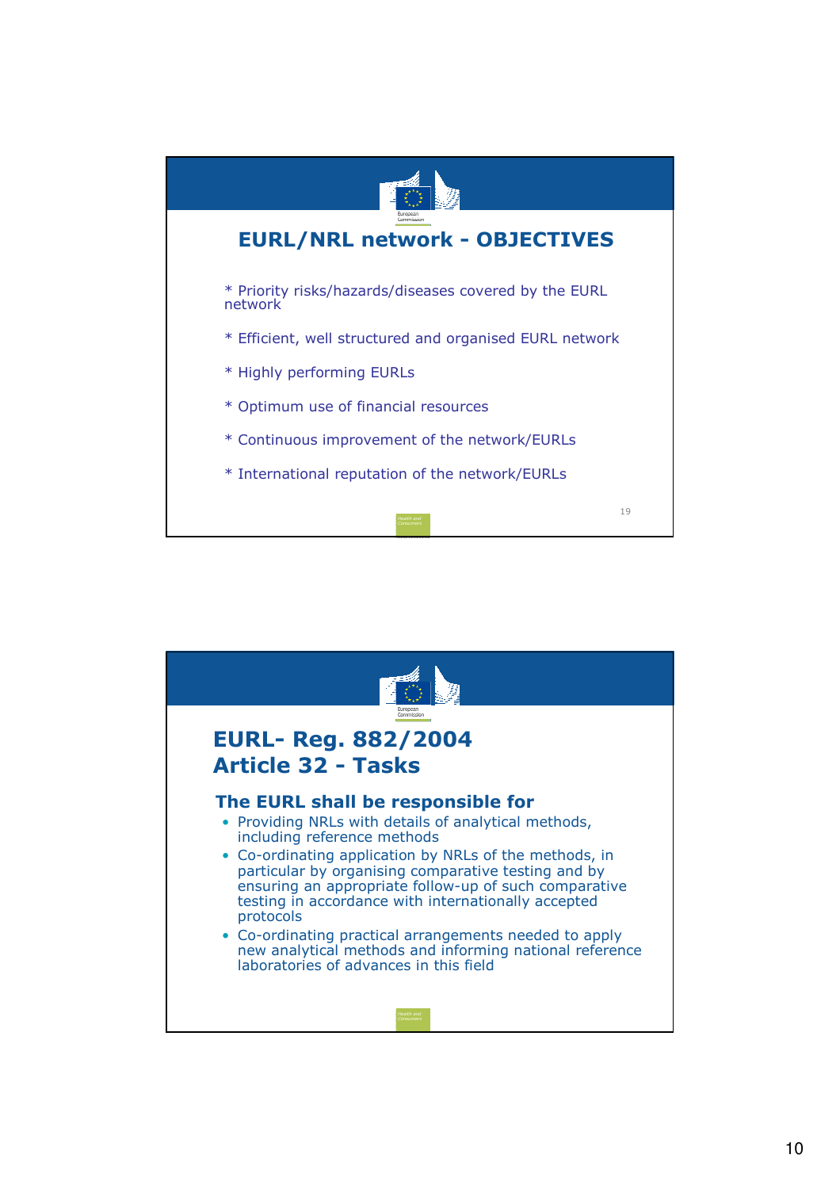## EURL/NRL network - OBJECTIVES

* Priority risks/hazards/diseases covered by the EURL network

* Efficient, well structured and organised EURL network

* Highly performing EURLs

* Optimum use of financial resources

* Continuous improvement of the network/EURLs

* International reputation of the network/EURLs

## EURL- Reg. 882/2004 Article 32 - Tasks

### The EURL shall be responsible for

- Providing NRLs with details of analytical methods, including reference methods
- Co-ordinating application by NRLs of the methods, in particular by organising comparative testing and by ensuring an appropriate follow-up of such comparative testing in accordance with internationally accepted protocols
- Co-ordinating practical arrangements needed to apply new analytical methods and informing national reference laboratories of advances in this field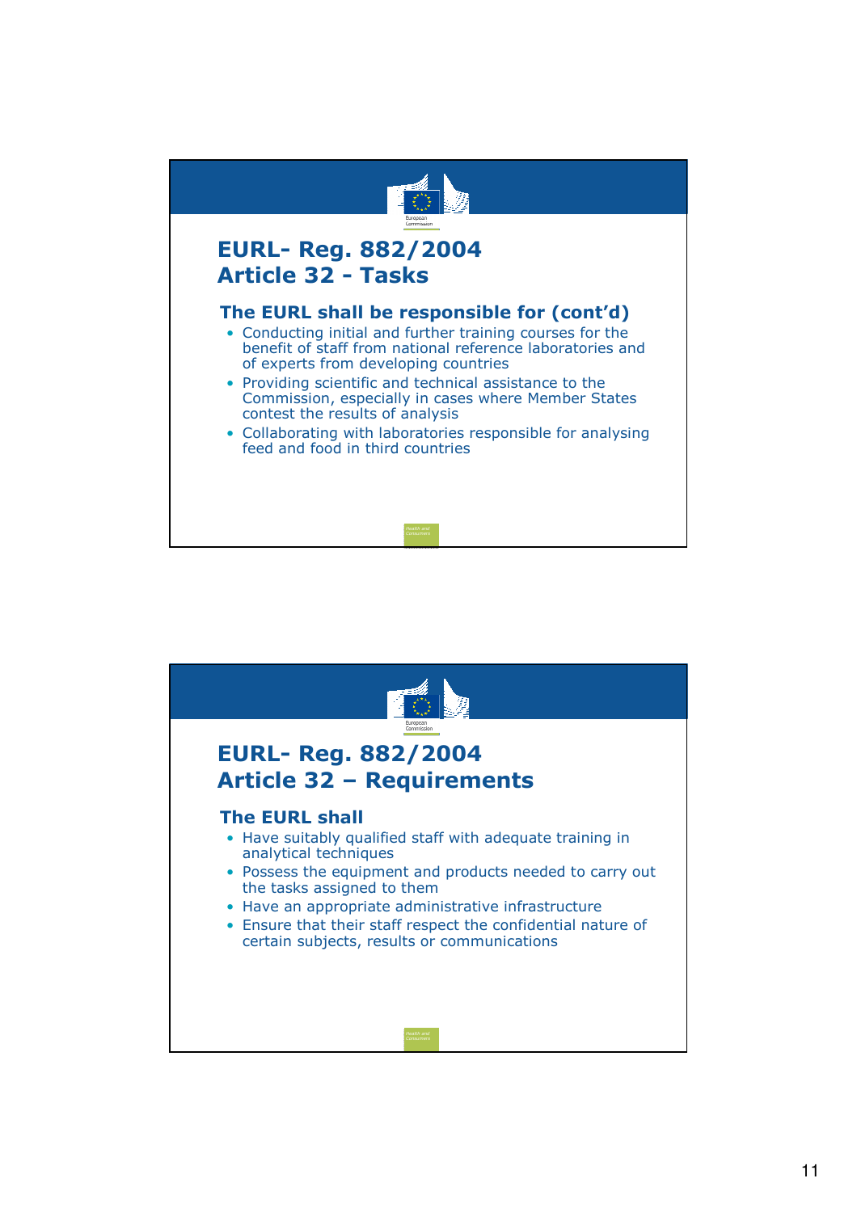## EURL- Reg. 882/2004 Article 32 - Tasks

### The EURL shall be responsible for (cont'd)

- Conducting initial and further training courses for the benefit of staff from national reference laboratories and of experts from developing countries
- Providing scientific and technical assistance to the Commission, especially in cases where Member States contest the results of analysis
- Collaborating with laboratories responsible for analysing feed and food in third countries

## EURL- Reg. 882/2004 Article 32 – Requirements

### The EURL shall

- Have suitably qualified staff with adequate training in analytical techniques
- Possess the equipment and products needed to carry out the tasks assigned to them
- Have an appropriate administrative infrastructure
- Ensure that their staff respect the confidential nature of certain subjects, results or communications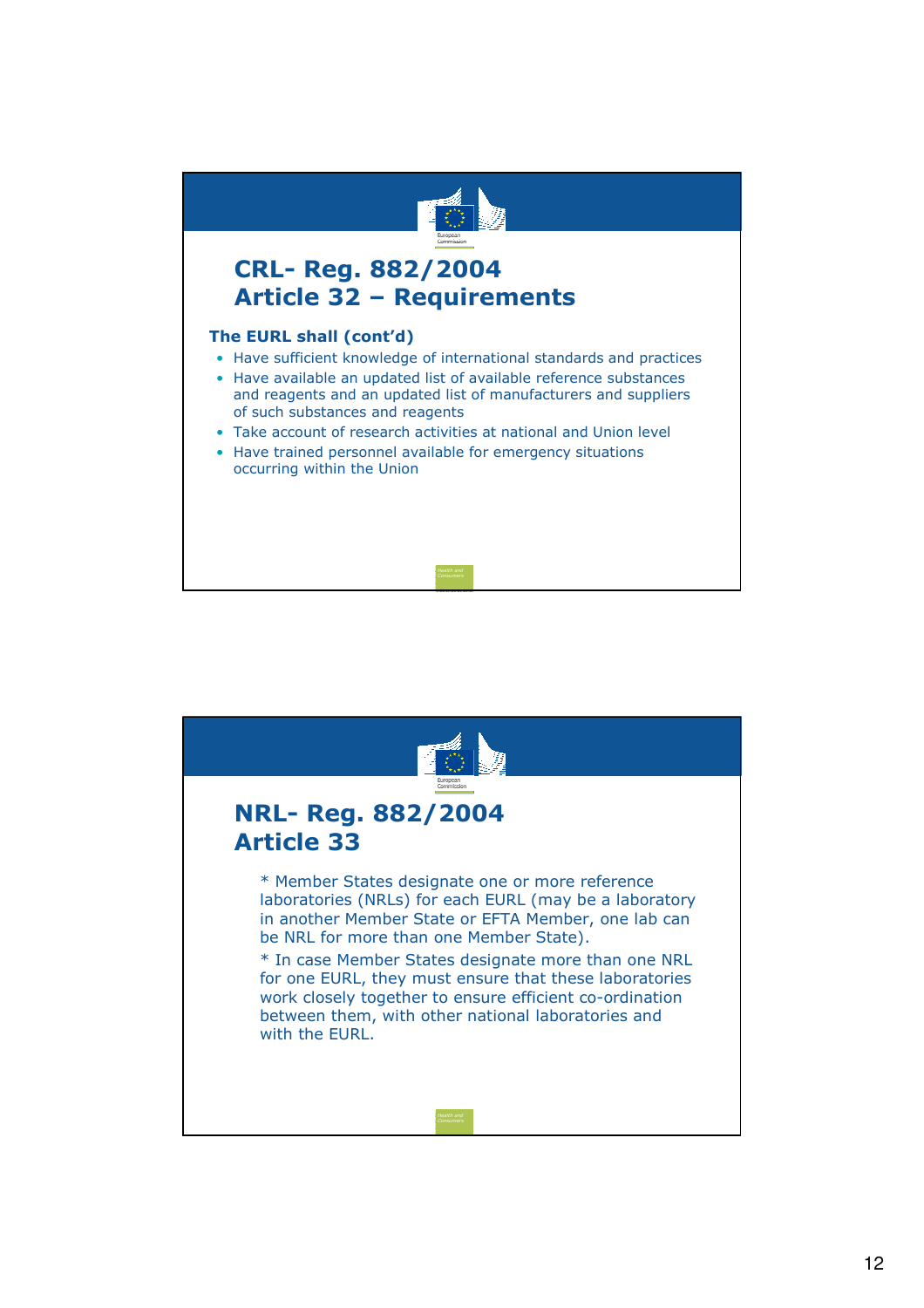## CRL- Reg. 882/2004
## Article 32 – Requirements

**The EURL shall (cont'd)**

- Have sufficient knowledge of international standards and practices
- Have available an updated list of available reference substances and reagents and an updated list of manufacturers and suppliers of such substances and reagents
- Take account of research activities at national and Union level
- Have trained personnel available for emergency situations occurring within the Union

## NRL- Reg. 882/2004
## Article 33

* Member States designate one or more reference laboratories (NRLs) for each EURL (may be a laboratory in another Member State or EFTA Member, one lab can be NRL for more than one Member State).

* In case Member States designate more than one NRL for one EURL, they must ensure that these laboratories work closely together to ensure efficient co-ordination between them, with other national laboratories and with the EURL.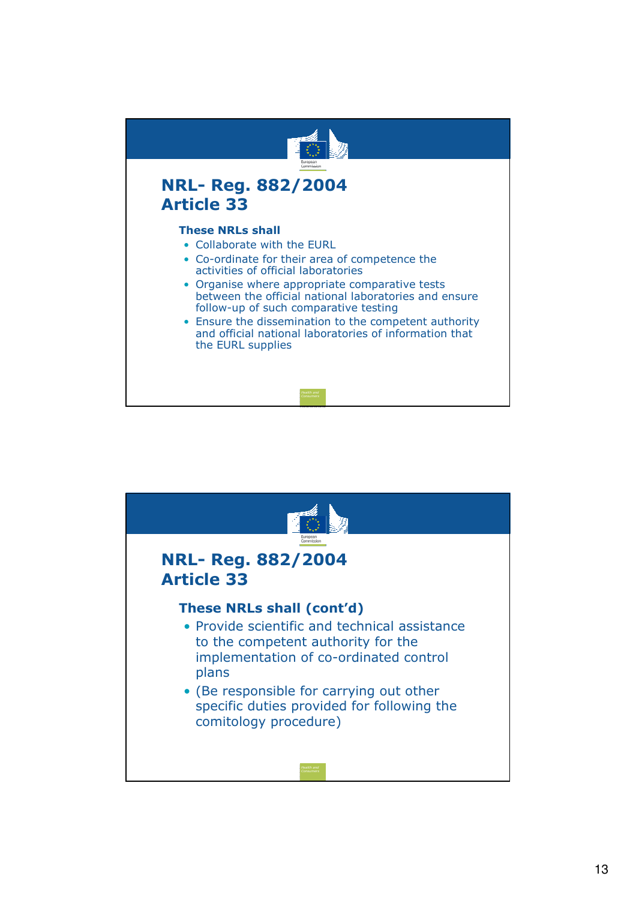## NRL- Reg. 882/2004 Article 33

**These NRLs shall**

- Collaborate with the EURL
- Co-ordinate for their area of competence the activities of official laboratories
- Organise where appropriate comparative tests between the official national laboratories and ensure follow-up of such comparative testing
- Ensure the dissemination to the competent authority and official national laboratories of information that the EURL supplies

## NRL- Reg. 882/2004 Article 33

**These NRLs shall (cont'd)**

- Provide scientific and technical assistance to the competent authority for the implementation of co-ordinated control plans
- (Be responsible for carrying out other specific duties provided for following the comitology procedure)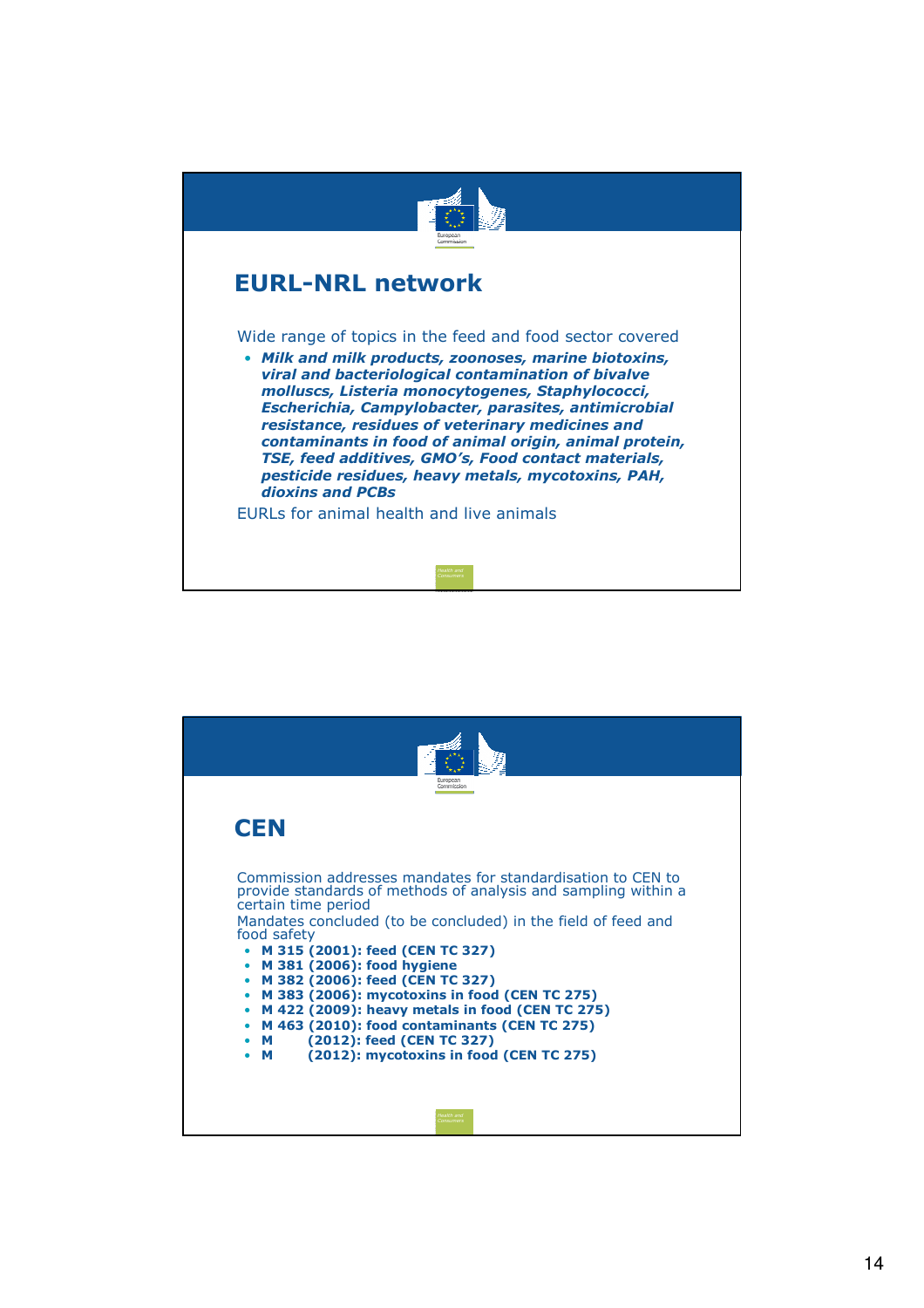## EURL-NRL network

Wide range of topics in the feed and food sector covered

- ***Milk and milk products, zoonoses, marine biotoxins, viral and bacteriological contamination of bivalve molluscs, Listeria monocytogenes, Staphylococci, Escherichia, Campylobacter, parasites, antimicrobial resistance, residues of veterinary medicines and contaminants in food of animal origin, animal protein, TSE, feed additives, GMO's, Food contact materials, pesticide residues, heavy metals, mycotoxins, PAH, dioxins and PCBs***

EURLs for animal health and live animals

## CEN

Commission addresses mandates for standardisation to CEN to provide standards of methods of analysis and sampling within a certain time period

Mandates concluded (to be concluded) in the field of feed and food safety

- **M 315 (2001): feed (CEN TC 327)**
- **M 381 (2006): food hygiene**
- **M 382 (2006): feed (CEN TC 327)**
- **M 383 (2006): mycotoxins in food (CEN TC 275)**
- **M 422 (2009): heavy metals in food (CEN TC 275)**
- **M 463 (2010): food contaminants (CEN TC 275)**
- **M (2012): feed (CEN TC 327)**
- **M (2012): mycotoxins in food (CEN TC 275)**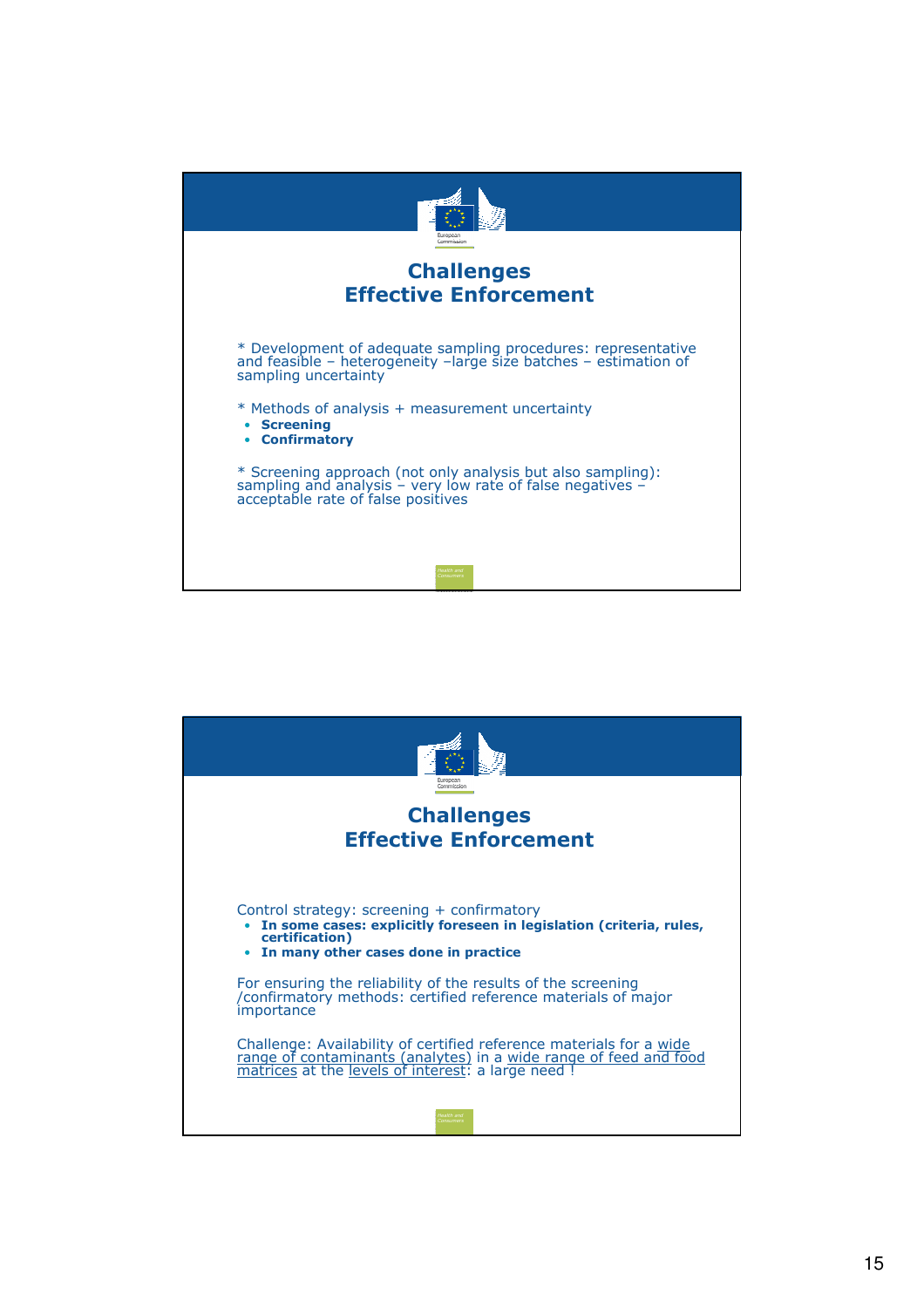## Challenges Effective Enforcement

* Development of adequate sampling procedures: representative and feasible – heterogeneity –large size batches – estimation of sampling uncertainty

* Methods of analysis + measurement uncertainty
- **Screening**
- **Confirmatory**

* Screening approach (not only analysis but also sampling): sampling and analysis – very low rate of false negatives – acceptable rate of false positives

## Challenges Effective Enforcement

Control strategy: screening + confirmatory
- **In some cases: explicitly foreseen in legislation (criteria, rules, certification)**
- **In many other cases done in practice**

For ensuring the reliability of the results of the screening /confirmatory methods: certified reference materials of major importance

Challenge: Availability of certified reference materials for a <u>wide range of contaminants (analytes)</u> in a <u>wide range of feed and food matrices</u> at the <u>levels of interest</u>: a large need !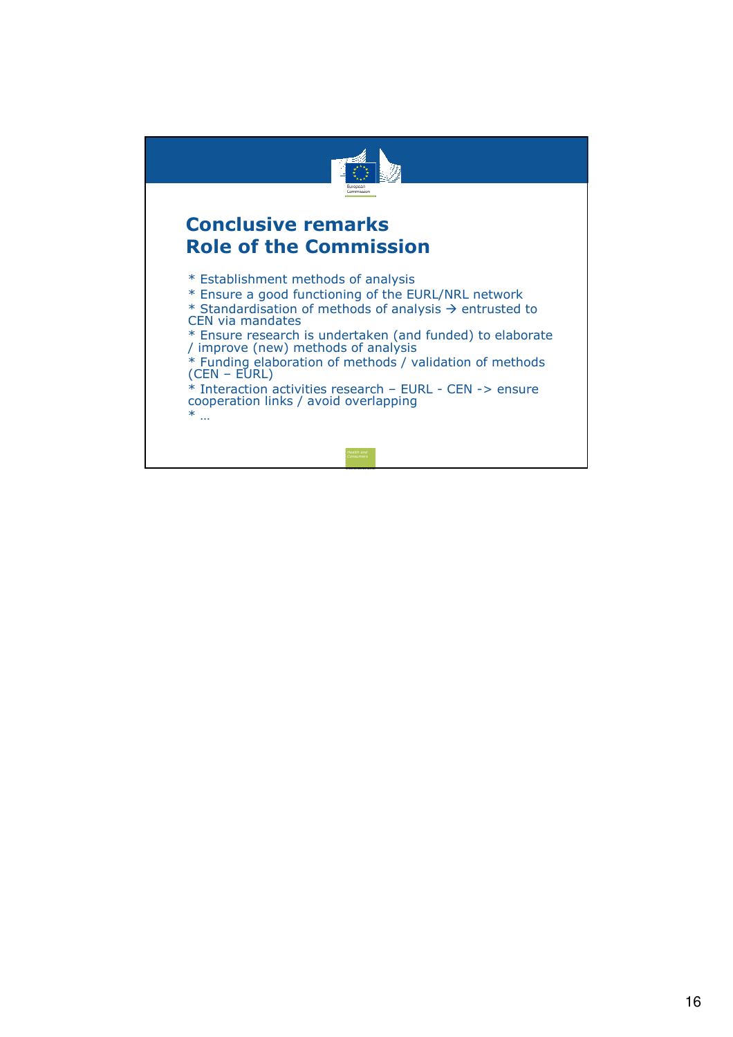## Conclusive remarks
## Role of the Commission

* Establishment methods of analysis
* Ensure a good functioning of the EURL/NRL network
* Standardisation of methods of analysis → entrusted to CEN via mandates
* Ensure research is undertaken (and funded) to elaborate / improve (new) methods of analysis
* Funding elaboration of methods / validation of methods (CEN – EURL)
* Interaction activities research – EURL - CEN -> ensure cooperation links / avoid overlapping
* …